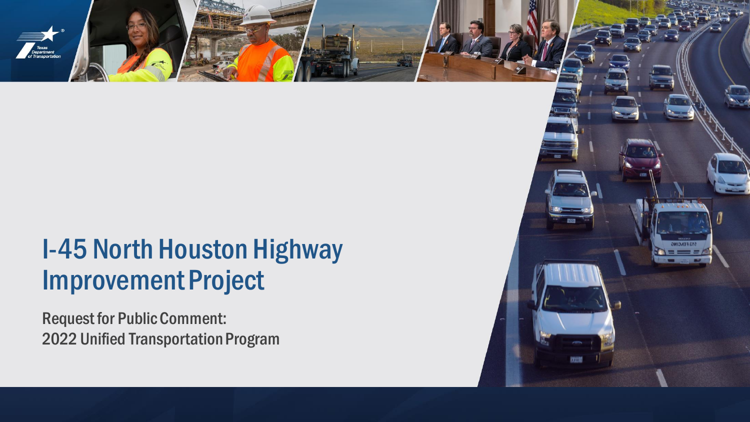# I-45 North Houston Highway Improvement Project

Request for Public Comment:
2022 Unified Transportation Program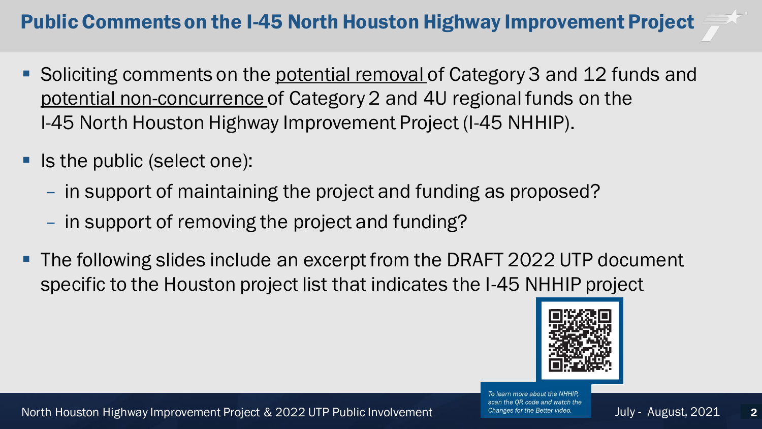# Public Comments on the I-45 North Houston Highway Improvement Project

- Soliciting comments on the potential removal of Category 3 and 12 funds and potential non-concurrence of Category 2 and 4U regional funds on the I-45 North Houston Highway Improvement Project (I-45 NHHIP).
- Is the public (select one):
  - in support of maintaining the project and funding as proposed?
  - in support of removing the project and funding?
- The following slides include an excerpt from the DRAFT 2022 UTP document specific to the Houston project list that indicates the I-45 NHHIP project

*To learn more about the NHHIP, scan the QR code and watch the Changes for the Better video.*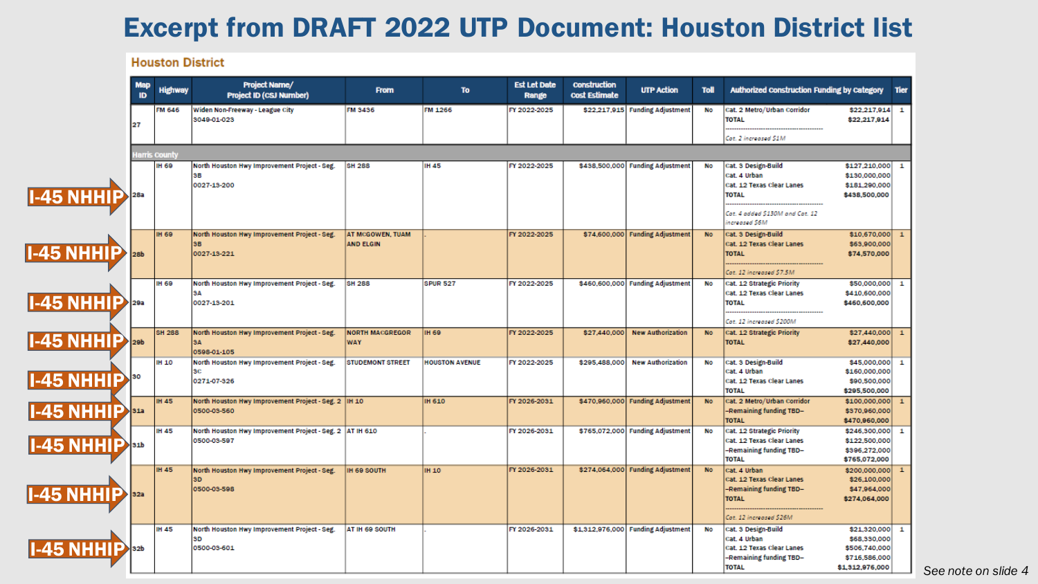# Excerpt from DRAFT 2022 UTP Document: Houston District list

## Houston District

| Map ID | Highway | Project Name/ Project ID (CSJ Number) | From | To | Est Let Date Range | Construction Cost Estimate | UTP Action | Toll | Authorized Construction Funding by Category | Tier |
|---|---|---|---|---|---|---|---|---|---|---|
| 27 | FM 646 | Widen Non-Freeway - League City 3049-01-023 | FM 3436 | FM 1266 | FY 2022-2025 | $22,217,915 | Funding Adjustment | No | Cat. 2 Metro/Urban Corridor $22,217,914<br>TOTAL $22,217,914<br>*Cat. 2 increased $1M* | 1 |
| **Harris County** | | | | | | | | | | |
| 28a (I-45 NHHIP) | IH 69 | North Houston Hwy Improvement Project - Seg. 3B 0027-13-200 | SH 288 | IH 45 | FY 2022-2025 | $438,500,000 | Funding Adjustment | No | Cat. 3 Design-Build $127,210,000<br>Cat. 4 Urban $130,000,000<br>Cat. 12 Texas Clear Lanes $181,290,000<br>TOTAL $438,500,000<br>*Cat. 4 added $130M and Cat. 12 increased $6M* | 1 |
| 28b (I-45 NHHIP) | IH 69 | North Houston Hwy Improvement Project - Seg. 3B 0027-13-221 | AT MCGOWEN, TUAM AND ELGIN | . | FY 2022-2025 | $74,600,000 | Funding Adjustment | No | Cat. 3 Design-Build $10,670,000<br>Cat. 12 Texas Clear Lanes $63,900,000<br>TOTAL $74,570,000<br>*Cat. 12 increased $7.5M* | 1 |
| 29a (I-45 NHHIP) | IH 69 | North Houston Hwy Improvement Project - Seg. 3A 0027-13-201 | SH 288 | SPUR 527 | FY 2022-2025 | $460,600,000 | Funding Adjustment | No | Cat. 12 Strategic Priority $50,000,000<br>Cat. 12 Texas Clear Lanes $410,600,000<br>TOTAL $460,600,000<br>*Cat. 12 increased $200M* | 1 |
| 29b (I-45 NHHIP) | SH 288 | North Houston Hwy Improvement Project - Seg. 3A 0598-01-105 | NORTH MACGREGOR WAY | IH 69 | FY 2022-2025 | $27,440,000 | New Authorization | No | Cat. 12 Strategic Priority $27,440,000<br>TOTAL $27,440,000 | 1 |
| 30 (I-45 NHHIP) | IH 10 | North Houston Hwy Improvement Project - Seg. 3C 0271-07-326 | STUDEMONT STREET | HOUSTON AVENUE | FY 2022-2025 | $295,488,000 | New Authorization | No | Cat. 3 Design-Build $45,000,000<br>Cat. 4 Urban $160,000,000<br>Cat. 12 Texas Clear Lanes $90,500,000<br>TOTAL $295,500,000 | 1 |
| 31a (I-45 NHHIP) | IH 45 | North Houston Hwy Improvement Project - Seg. 2 0500-03-560 | IH 10 | IH 610 | FY 2026-2031 | $470,960,000 | Funding Adjustment | No | Cat. 2 Metro/Urban Corridor $100,000,000<br>–Remaining funding TBD– $370,960,000<br>TOTAL $470,960,000 | 1 |
| 31b (I-45 NHHIP) | IH 45 | North Houston Hwy Improvement Project - Seg. 2 0500-03-597 | AT IH 610 | . | FY 2026-2031 | $765,072,000 | Funding Adjustment | No | Cat. 12 Strategic Priority $246,300,000<br>Cat. 12 Texas Clear Lanes $122,500,000<br>–Remaining funding TBD– $396,272,000<br>TOTAL $765,072,000 | 1 |
| 32a (I-45 NHHIP) | IH 45 | North Houston Hwy Improvement Project - Seg. 3D 0500-03-598 | IH 69 SOUTH | IH 10 | FY 2026-2031 | $274,064,000 | Funding Adjustment | No | Cat. 4 Urban $200,000,000<br>Cat. 12 Texas Clear Lanes $26,100,000<br>–Remaining funding TBD– $47,964,000<br>TOTAL $274,064,000<br>*Cat. 12 increased $26M* | 1 |
| 32b (I-45 NHHIP) | IH 45 | North Houston Hwy Improvement Project - Seg. 3D 0500-03-601 | AT IH 69 SOUTH | . | FY 2026-2031 | $1,312,976,000 | Funding Adjustment | No | Cat. 3 Design-Build $21,320,000<br>Cat. 4 Urban $68,330,000<br>Cat. 12 Texas Clear Lanes $506,740,000<br>–Remaining funding TBD– $716,586,000<br>TOTAL $1,312,976,000 | 1 |

*See note on slide 4*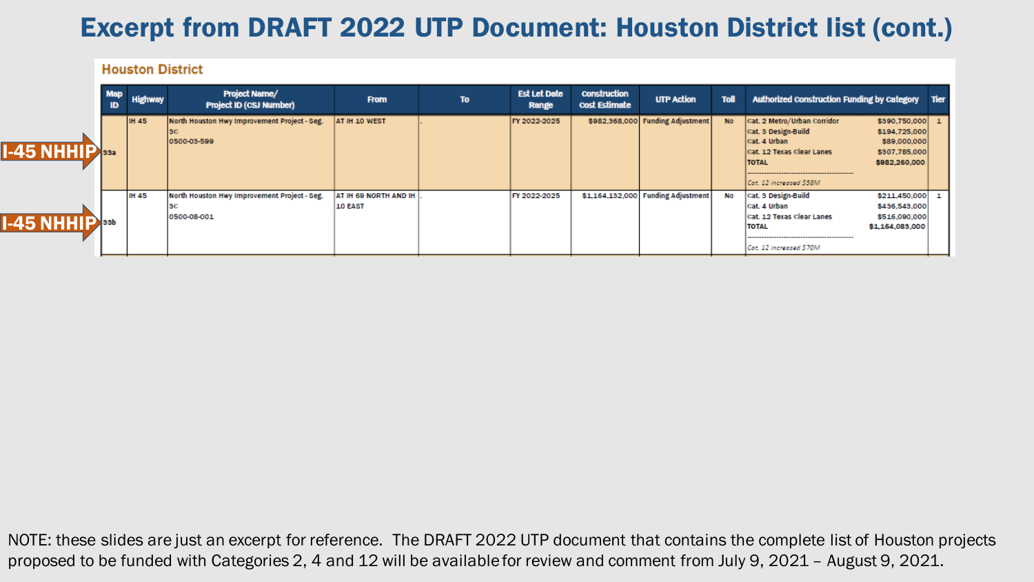# Excerpt from DRAFT 2022 UTP Document: Houston District list (cont.)

## Houston District

| Map ID | Highway | Project Name/ Project ID (CSJ Number) | From | To | Est Let Date Range | Construction Cost Estimate | UTP Action | Toll | Authorized Construction Funding by Category | Tier |
|---|---|---|---|---|---|---|---|---|---|---|
| **I-45 NHHIP** 33a | IH 45 | North Houston Hwy Improvement Project - Seg. 3C 0500-03-599 | AT IH 10 WEST | - | FY 2022-2025 | $982,368,000 | Funding Adjustment | No | Cat. 2 Metro/Urban Corridor $390,750,000<br>Cat. 3 Design-Build $194,725,000<br>Cat. 4 Urban $89,000,000<br>Cat. 12 Texas Clear Lanes $307,785,000<br>TOTAL $982,260,000<br>*Cat. 12 increased $58M* | 1 |
| **I-45 NHHIP** 33b | IH 45 | North Houston Hwy Improvement Project - Seg. 3C 0500-08-001 | AT IH 69 NORTH AND IH 10 EAST | - | FY 2022-2025 | $1,164,132,000 | Funding Adjustment | No | Cat. 3 Design-Build $211,450,000<br>Cat. 4 Urban $436,543,000<br>Cat. 12 Texas Clear Lanes $516,090,000<br>TOTAL $1,164,083,000<br>*Cat. 12 increased $70M* | 1 |

NOTE: these slides are just an excerpt for reference. The DRAFT 2022 UTP document that contains the complete list of Houston projects proposed to be funded with Categories 2, 4 and 12 will be available for review and comment from July 9, 2021 – August 9, 2021.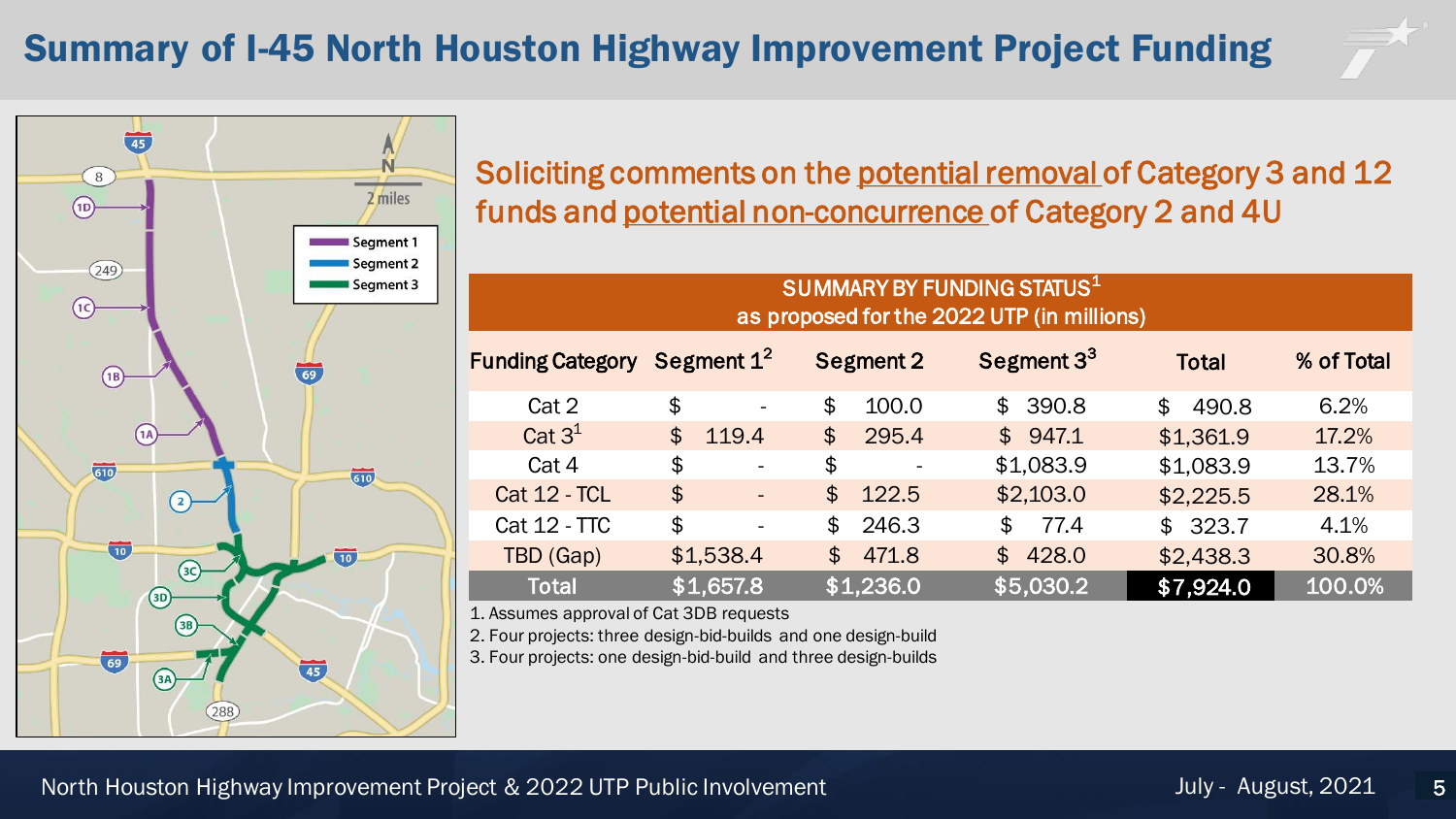# Summary of I-45 North Houston Highway Improvement Project Funding

Soliciting comments on the potential removal of Category 3 and 12 funds and potential non-concurrence of Category 2 and 4U

| SUMMARY BY FUNDING STATUS[1] as proposed for the 2022 UTP (in millions) | | | | | |
|---|---|---|---|---|---|
| Funding Category | Segment 1[2] | Segment 2 | Segment 3[3] | Total | % of Total |
| Cat 2 | $ - | $ 100.0 | $ 390.8 | $ 490.8 | 6.2% |
| Cat 3[1] | $ 119.4 | $ 295.4 | $ 947.1 | $1,361.9 | 17.2% |
| Cat 4 | $ - | $ - | $1,083.9 | $1,083.9 | 13.7% |
| Cat 12 - TCL | $ - | $ 122.5 | $2,103.0 | $2,225.5 | 28.1% |
| Cat 12 - TTC | $ - | $ 246.3 | $ 77.4 | $ 323.7 | 4.1% |
| TBD (Gap) | $1,538.4 | $ 471.8 | $ 428.0 | $2,438.3 | 30.8% |
| Total | $1,657.8 | $1,236.0 | $5,030.2 | $7,924.0 | 100.0% |

1. Assumes approval of Cat 3DB requests
2. Four projects: three design-bid-builds and one design-build
3. Four projects: one design-bid-build and three design-builds

North Houston Highway Improvement Project & 2022 UTP Public Involvement — July - August, 2021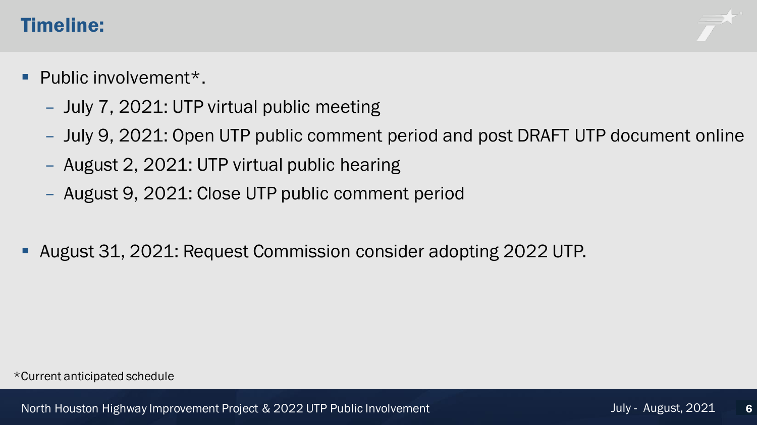## Timeline:

- Public involvement*.
  - July 7, 2021: UTP virtual public meeting
  - July 9, 2021: Open UTP public comment period and post DRAFT UTP document online
  - August 2, 2021: UTP virtual public hearing
  - August 9, 2021: Close UTP public comment period
- August 31, 2021: Request Commission consider adopting 2022 UTP.

*Current anticipated schedule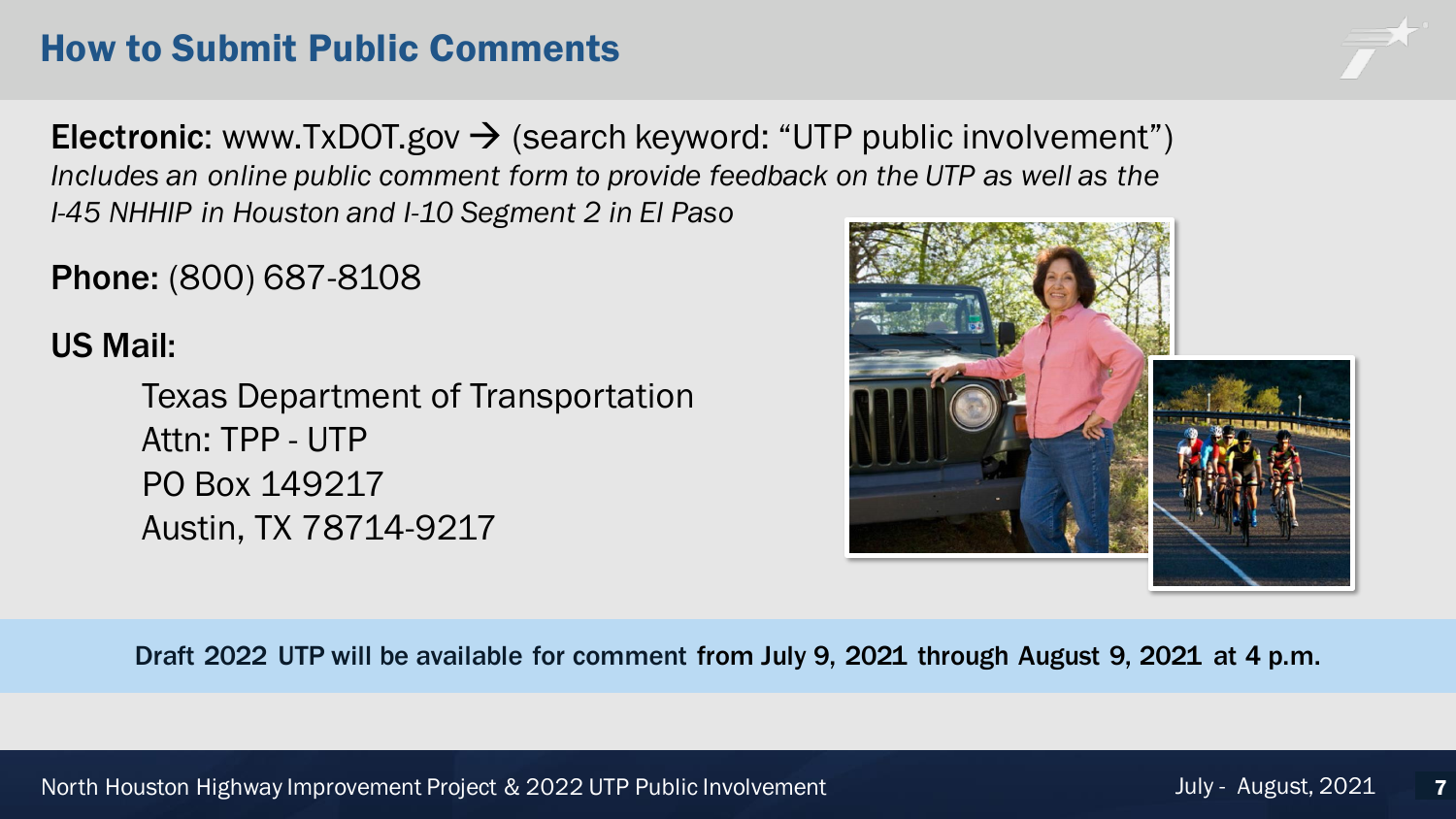# How to Submit Public Comments

**Electronic**: www.TxDOT.gov → (search keyword: "UTP public involvement")
*Includes an online public comment form to provide feedback on the UTP as well as the I-45 NHHIP in Houston and I-10 Segment 2 in El Paso*

**Phone:** (800) 687-8108

**US Mail:**

Texas Department of Transportation
Attn: TPP - UTP
PO Box 149217
Austin, TX 78714-9217

**Draft 2022 UTP will be available for comment from July 9, 2021 through August 9, 2021 at 4 p.m.**